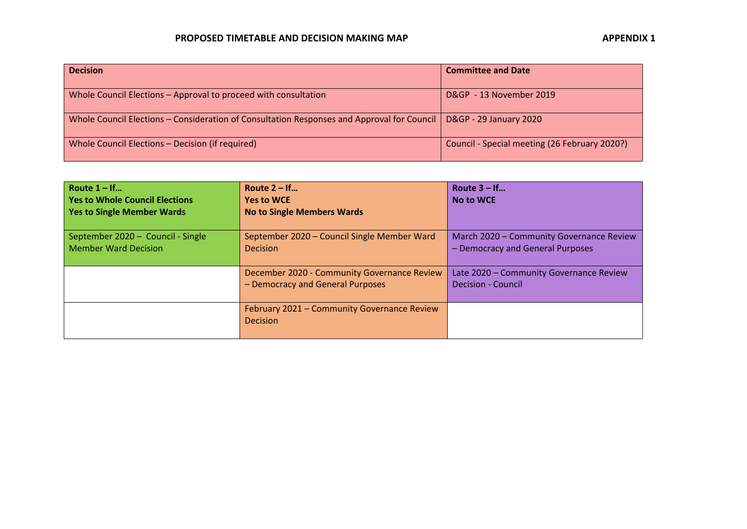## PROPOSED TIMETABLE AND DECISION MAKING MAP

**APPENDIX 1**

| **Decision** | **Committee and Date** |
| --- | --- |
| Whole Council Elections – Approval to proceed with consultation | D&GP - 13 November 2019 |
| Whole Council Elections – Consideration of Consultation Responses and Approval for Council | D&GP - 29 January 2020 |
| Whole Council Elections – Decision (if required) | Council - Special meeting (26 February 2020?) |

| **Route 1 – If… Yes to Whole Council Elections Yes to Single Member Wards** | **Route 2 – If… Yes to WCE No to Single Members Wards** | **Route 3 – If… No to WCE** |
| --- | --- | --- |
| September 2020 – Council - Single Member Ward Decision | September 2020 – Council Single Member Ward Decision | March 2020 – Community Governance Review – Democracy and General Purposes |
| | December 2020 - Community Governance Review – Democracy and General Purposes | Late 2020 – Community Governance Review Decision - Council |
| | February 2021 – Community Governance Review Decision | |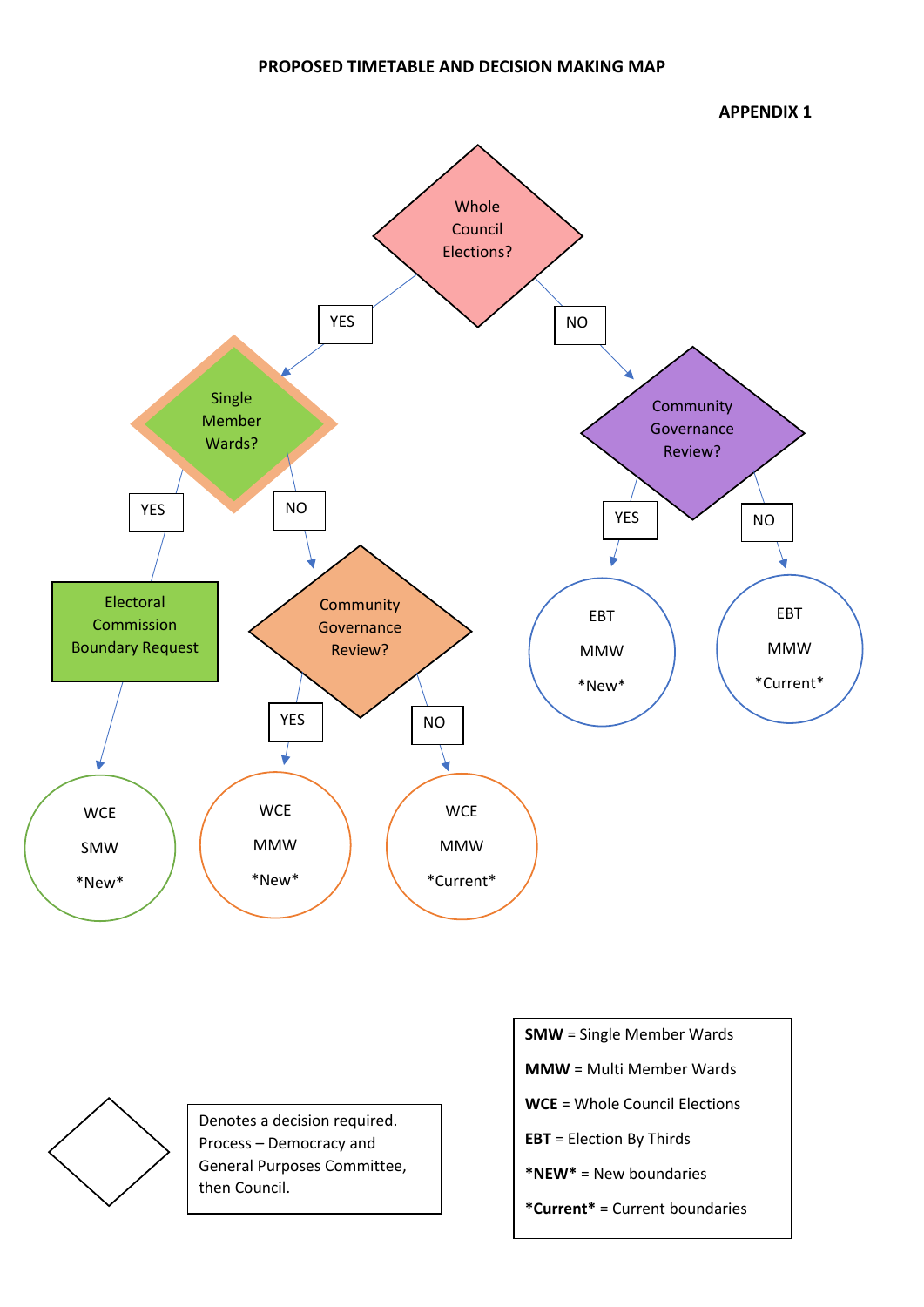# PROPOSED TIMETABLE AND DECISION MAKING MAP

**APPENDIX 1**

Whole Council Elections?

YES

Single Member Wards?

YES

Electoral Commission Boundary Request

WCE
SMW
*New*

NO

Community Governance Review?

YES

WCE
MMW
*New*

NO

WCE
MMW
*Current*

NO

Community Governance Review?

YES

EBT
MMW
*New*

NO

EBT
MMW
*Current*

Denotes a decision required. Process – Democracy and General Purposes Committee, then Council.

**SMW** = Single Member Wards

**MMW** = Multi Member Wards

**WCE** = Whole Council Elections

**EBT** = Election By Thirds

***NEW*** = New boundaries

***Current*** = Current boundaries